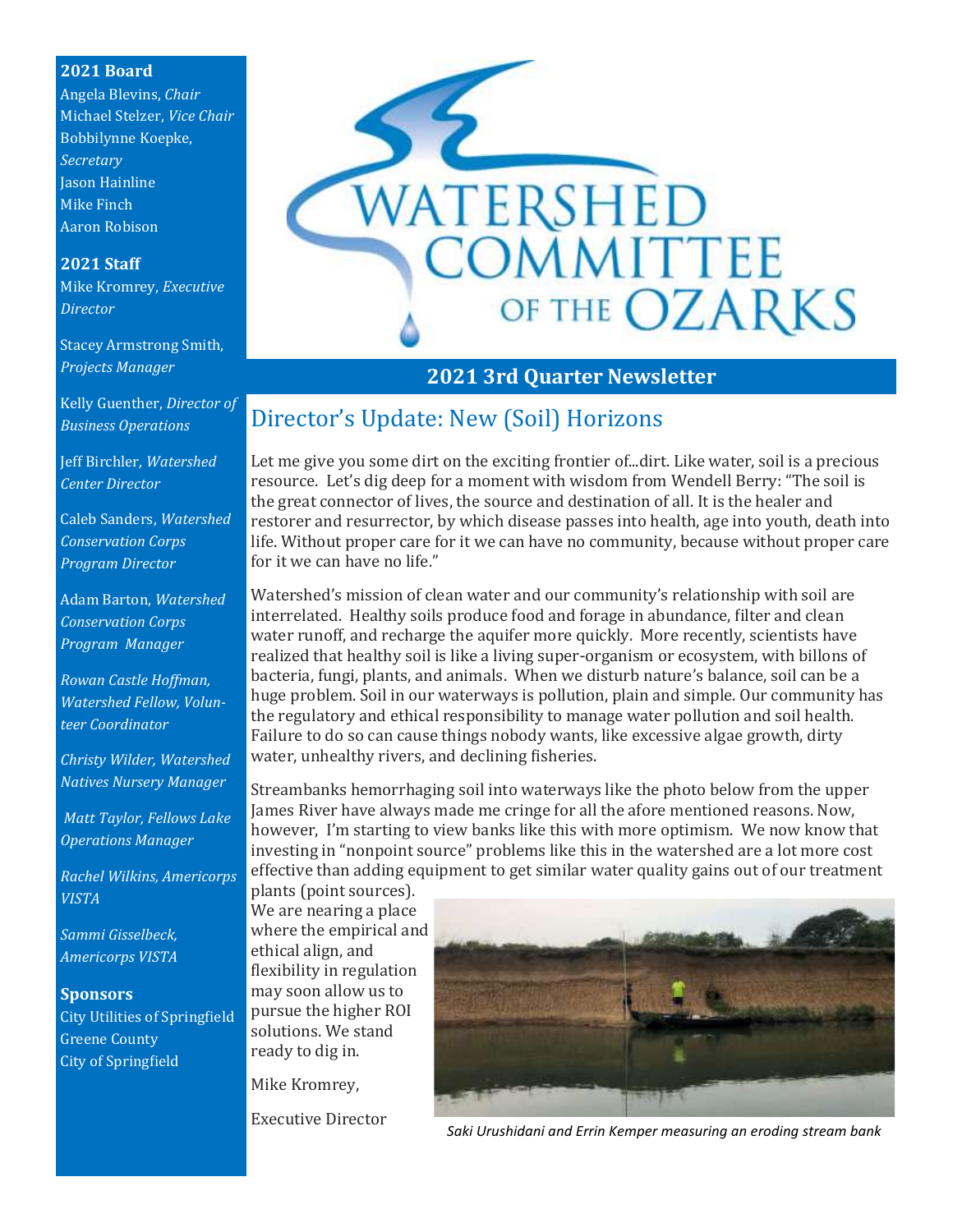# WATERSHED COMMITTEE OF THE OZARKS

## 2021 3rd Quarter Newsletter

**2021 Board**
Angela Blevins, *Chair*
Michael Stelzer, *Vice Chair*
Bobbilynne Koepke, *Secretary*
Jason Hainline
Mike Finch
Aaron Robison

**2021 Staff**
Mike Kromrey, *Executive Director*

Stacey Armstrong Smith, *Projects Manager*

Kelly Guenther, *Director of Business Operations*

Jeff Birchler, *Watershed Center Director*

Caleb Sanders, *Watershed Conservation Corps Program Director*

Adam Barton, *Watershed Conservation Corps Program Manager*

*Rowan Castle Hoffman, Watershed Fellow, Volunteer Coordinator*

*Christy Wilder, Watershed Natives Nursery Manager*

*Matt Taylor, Fellows Lake Operations Manager*

*Rachel Wilkins, Americorps VISTA*

*Sammi Gisselbeck, Americorps VISTA*

**Sponsors**
City Utilities of Springfield
Greene County
City of Springfield

## Director's Update: New (Soil) Horizons

Let me give you some dirt on the exciting frontier of...dirt. Like water, soil is a precious resource. Let's dig deep for a moment with wisdom from Wendell Berry: "The soil is the great connector of lives, the source and destination of all. It is the healer and restorer and resurrector, by which disease passes into health, age into youth, death into life. Without proper care for it we can have no community, because without proper care for it we can have no life."

Watershed's mission of clean water and our community's relationship with soil are interrelated. Healthy soils produce food and forage in abundance, filter and clean water runoff, and recharge the aquifer more quickly. More recently, scientists have realized that healthy soil is like a living super-organism or ecosystem, with billons of bacteria, fungi, plants, and animals. When we disturb nature's balance, soil can be a huge problem. Soil in our waterways is pollution, plain and simple. Our community has the regulatory and ethical responsibility to manage water pollution and soil health. Failure to do so can cause things nobody wants, like excessive algae growth, dirty water, unhealthy rivers, and declining fisheries.

Streambanks hemorrhaging soil into waterways like the photo below from the upper James River have always made me cringe for all the afore mentioned reasons. Now, however, I'm starting to view banks like this with more optimism. We now know that investing in "nonpoint source" problems like this in the watershed are a lot more cost effective than adding equipment to get similar water quality gains out of our treatment plants (point sources). We are nearing a place where the empirical and ethical align, and flexibility in regulation may soon allow us to pursue the higher ROI solutions. We stand ready to dig in.

Mike Kromrey,

Executive Director

*Saki Urushidani and Errin Kemper measuring an eroding stream bank*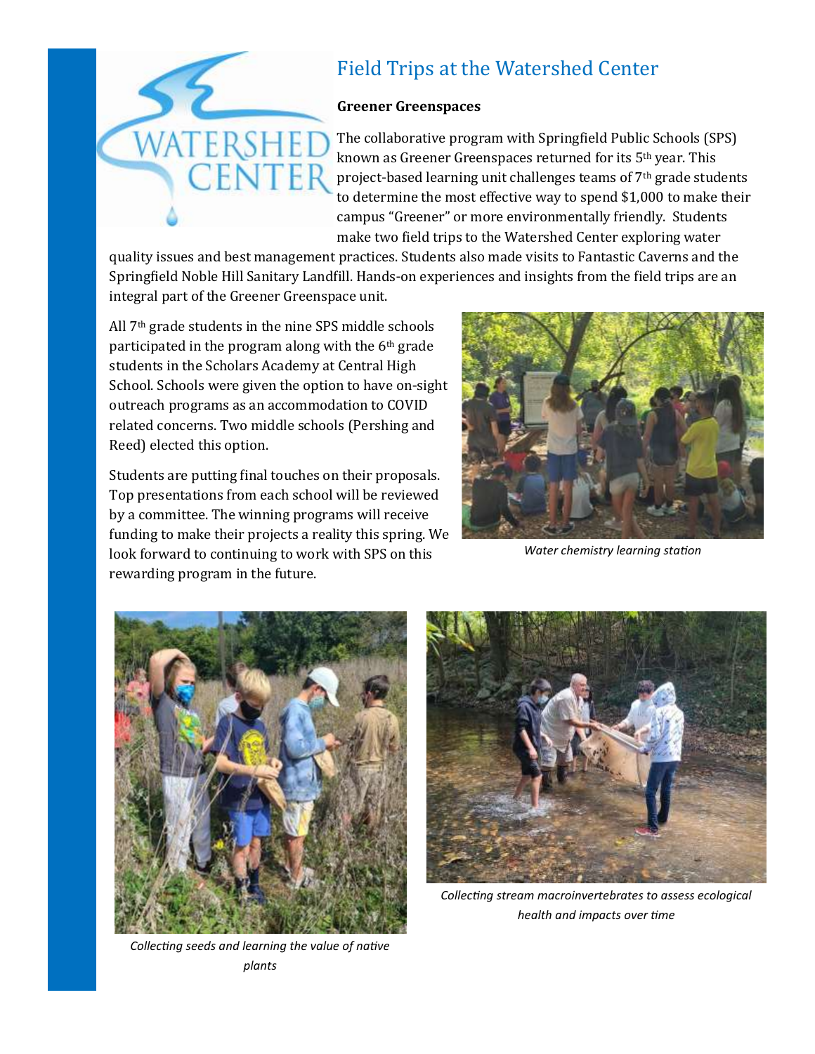# Field Trips at the Watershed Center

**Greener Greenspaces**

The collaborative program with Springfield Public Schools (SPS) known as Greener Greenspaces returned for its 5th year. This project-based learning unit challenges teams of 7th grade students to determine the most effective way to spend $1,000 to make their campus "Greener" or more environmentally friendly. Students make two field trips to the Watershed Center exploring water quality issues and best management practices. Students also made visits to Fantastic Caverns and the Springfield Noble Hill Sanitary Landfill. Hands-on experiences and insights from the field trips are an integral part of the Greener Greenspace unit.

All 7th grade students in the nine SPS middle schools participated in the program along with the 6th grade students in the Scholars Academy at Central High School. Schools were given the option to have on-sight outreach programs as an accommodation to COVID related concerns. Two middle schools (Pershing and Reed) elected this option.

Students are putting final touches on their proposals. Top presentations from each school will be reviewed by a committee. The winning programs will receive funding to make their projects a reality this spring. We look forward to continuing to work with SPS on this rewarding program in the future.

*Water chemistry learning station*

*Collecting seeds and learning the value of native plants*

*Collecting stream macroinvertebrates to assess ecological health and impacts over time*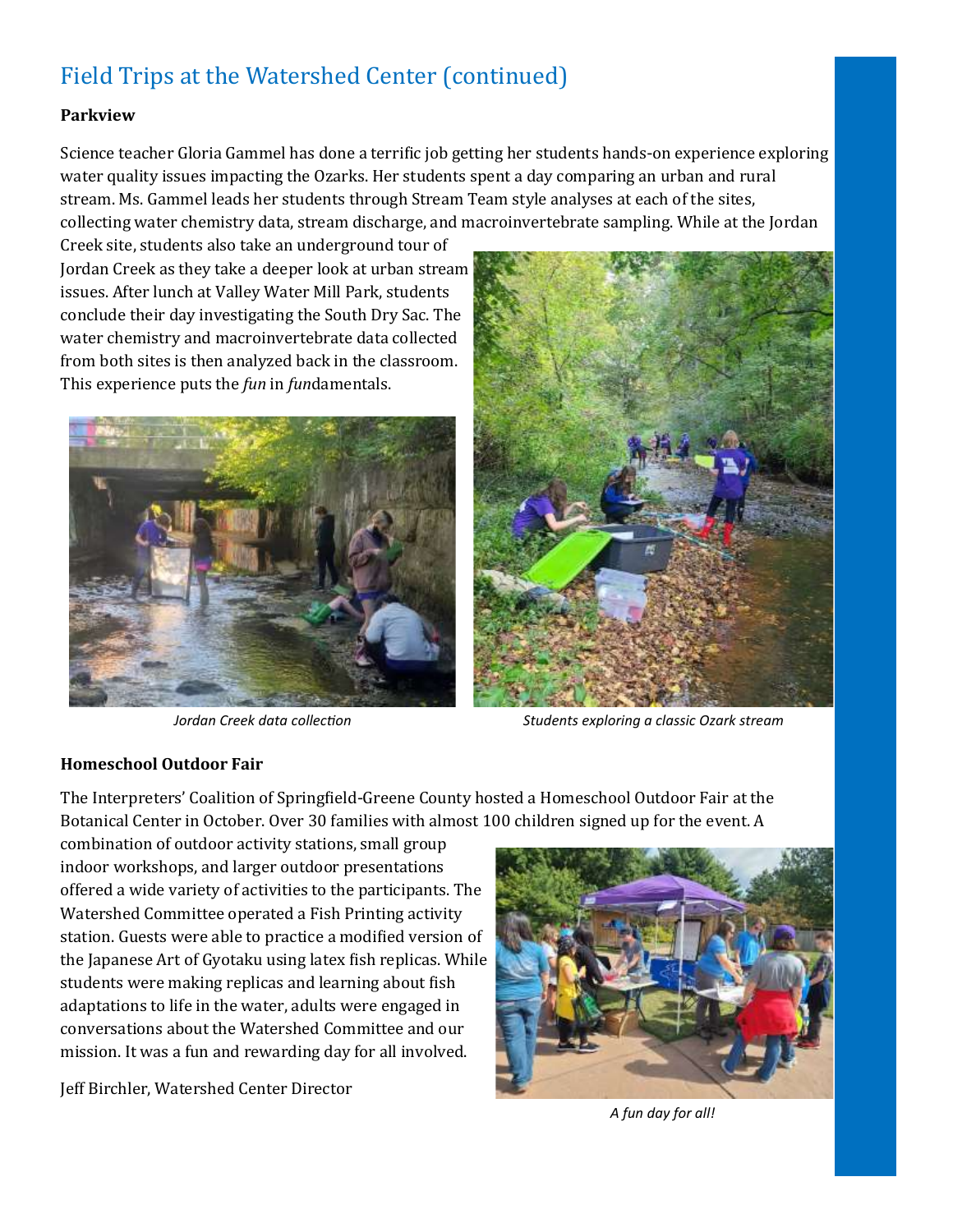## Field Trips at the Watershed Center (continued)

**Parkview**

Science teacher Gloria Gammel has done a terrific job getting her students hands-on experience exploring water quality issues impacting the Ozarks. Her students spent a day comparing an urban and rural stream. Ms. Gammel leads her students through Stream Team style analyses at each of the sites, collecting water chemistry data, stream discharge, and macroinvertebrate sampling. While at the Jordan Creek site, students also take an underground tour of Jordan Creek as they take a deeper look at urban stream issues. After lunch at Valley Water Mill Park, students conclude their day investigating the South Dry Sac. The water chemistry and macroinvertebrate data collected from both sites is then analyzed back in the classroom. This experience puts the *fun* in *fun*damentals.

*Jordan Creek data collection*

*Students exploring a classic Ozark stream*

**Homeschool Outdoor Fair**

The Interpreters' Coalition of Springfield-Greene County hosted a Homeschool Outdoor Fair at the Botanical Center in October. Over 30 families with almost 100 children signed up for the event. A combination of outdoor activity stations, small group indoor workshops, and larger outdoor presentations offered a wide variety of activities to the participants. The Watershed Committee operated a Fish Printing activity station. Guests were able to practice a modified version of the Japanese Art of Gyotaku using latex fish replicas. While students were making replicas and learning about fish adaptations to life in the water, adults were engaged in conversations about the Watershed Committee and our mission. It was a fun and rewarding day for all involved.

Jeff Birchler, Watershed Center Director

*A fun day for all!*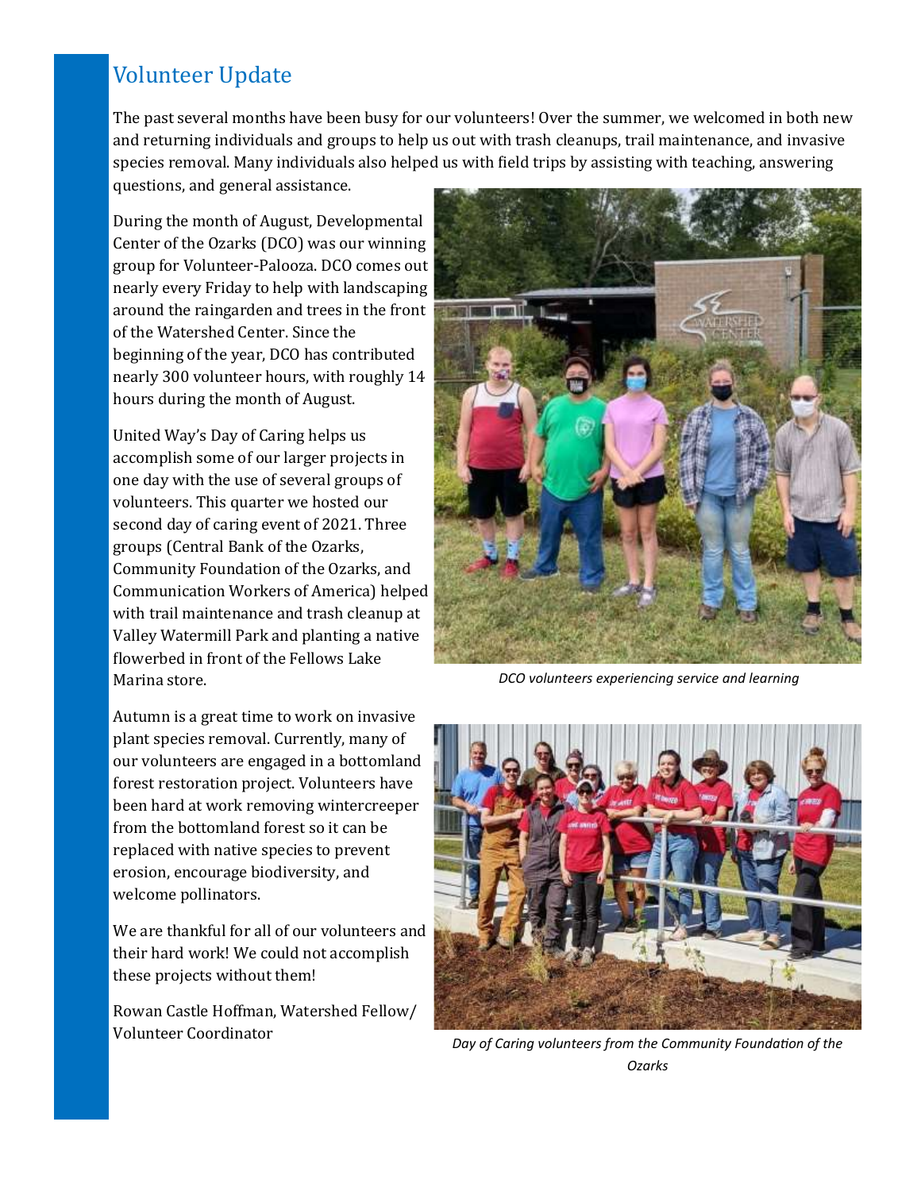## Volunteer Update

The past several months have been busy for our volunteers! Over the summer, we welcomed in both new and returning individuals and groups to help us out with trash cleanups, trail maintenance, and invasive species removal. Many individuals also helped us with field trips by assisting with teaching, answering questions, and general assistance.

During the month of August, Developmental Center of the Ozarks (DCO) was our winning group for Volunteer-Palooza. DCO comes out nearly every Friday to help with landscaping around the raingarden and trees in the front of the Watershed Center. Since the beginning of the year, DCO has contributed nearly 300 volunteer hours, with roughly 14 hours during the month of August.

United Way's Day of Caring helps us accomplish some of our larger projects in one day with the use of several groups of volunteers. This quarter we hosted our second day of caring event of 2021. Three groups (Central Bank of the Ozarks, Community Foundation of the Ozarks, and Communication Workers of America) helped with trail maintenance and trash cleanup at Valley Watermill Park and planting a native flowerbed in front of the Fellows Lake Marina store.

*DCO volunteers experiencing service and learning*

Autumn is a great time to work on invasive plant species removal. Currently, many of our volunteers are engaged in a bottomland forest restoration project. Volunteers have been hard at work removing wintercreeper from the bottomland forest so it can be replaced with native species to prevent erosion, encourage biodiversity, and welcome pollinators.

We are thankful for all of our volunteers and their hard work! We could not accomplish these projects without them!

Rowan Castle Hoffman, Watershed Fellow/ Volunteer Coordinator

*Day of Caring volunteers from the Community Foundation of the Ozarks*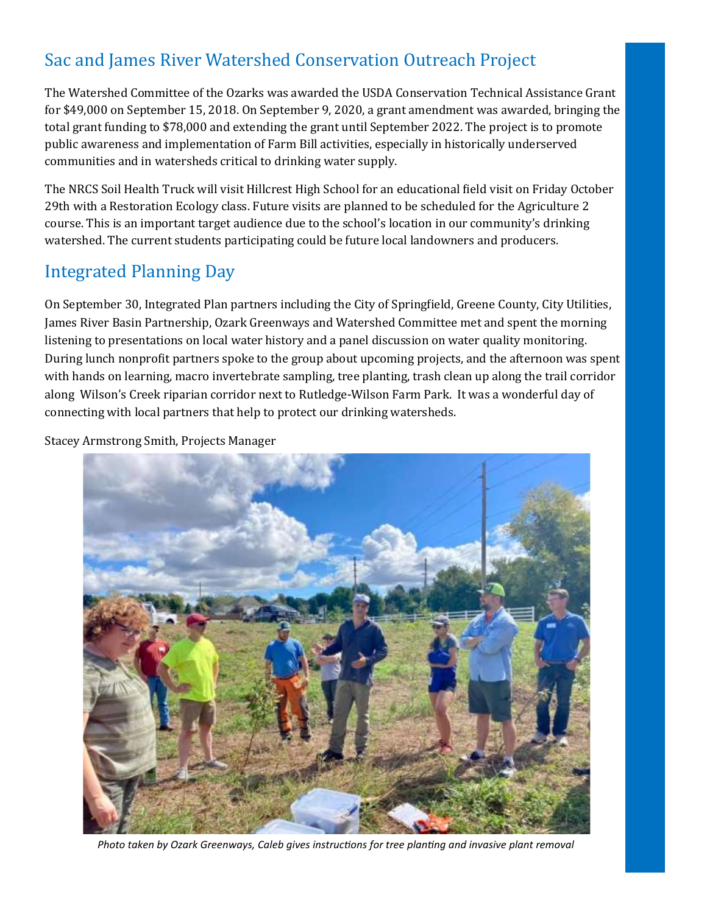## Sac and James River Watershed Conservation Outreach Project

The Watershed Committee of the Ozarks was awarded the USDA Conservation Technical Assistance Grant for $49,000 on September 15, 2018. On September 9, 2020, a grant amendment was awarded, bringing the total grant funding to $78,000 and extending the grant until September 2022. The project is to promote public awareness and implementation of Farm Bill activities, especially in historically underserved communities and in watersheds critical to drinking water supply.

The NRCS Soil Health Truck will visit Hillcrest High School for an educational field visit on Friday October 29th with a Restoration Ecology class. Future visits are planned to be scheduled for the Agriculture 2 course. This is an important target audience due to the school's location in our community's drinking watershed. The current students participating could be future local landowners and producers.

## Integrated Planning Day

On September 30, Integrated Plan partners including the City of Springfield, Greene County, City Utilities, James River Basin Partnership, Ozark Greenways and Watershed Committee met and spent the morning listening to presentations on local water history and a panel discussion on water quality monitoring. During lunch nonprofit partners spoke to the group about upcoming projects, and the afternoon was spent with hands on learning, macro invertebrate sampling, tree planting, trash clean up along the trail corridor along Wilson's Creek riparian corridor next to Rutledge-Wilson Farm Park. It was a wonderful day of connecting with local partners that help to protect our drinking watersheds.

Stacey Armstrong Smith, Projects Manager

*Photo taken by Ozark Greenways, Caleb gives instructions for tree planting and invasive plant removal*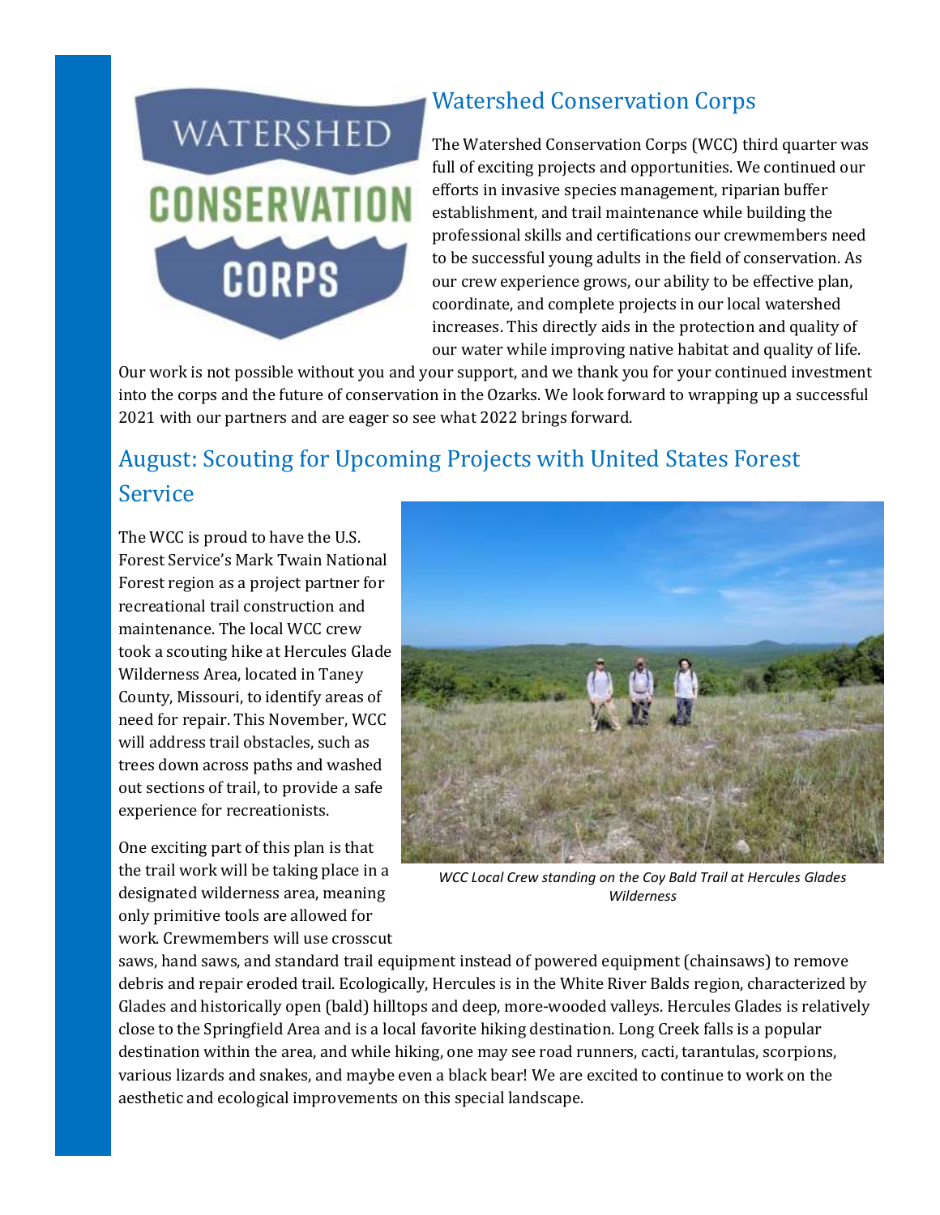## Watershed Conservation Corps

The Watershed Conservation Corps (WCC) third quarter was full of exciting projects and opportunities. We continued our efforts in invasive species management, riparian buffer establishment, and trail maintenance while building the professional skills and certifications our crewmembers need to be successful young adults in the field of conservation. As our crew experience grows, our ability to be effective plan, coordinate, and complete projects in our local watershed increases. This directly aids in the protection and quality of our water while improving native habitat and quality of life. Our work is not possible without you and your support, and we thank you for your continued investment into the corps and the future of conservation in the Ozarks. We look forward to wrapping up a successful 2021 with our partners and are eager so see what 2022 brings forward.

## August: Scouting for Upcoming Projects with United States Forest Service

The WCC is proud to have the U.S. Forest Service's Mark Twain National Forest region as a project partner for recreational trail construction and maintenance. The local WCC crew took a scouting hike at Hercules Glade Wilderness Area, located in Taney County, Missouri, to identify areas of need for repair. This November, WCC will address trail obstacles, such as trees down across paths and washed out sections of trail, to provide a safe experience for recreationists.

*WCC Local Crew standing on the Coy Bald Trail at Hercules Glades Wilderness*

One exciting part of this plan is that the trail work will be taking place in a designated wilderness area, meaning only primitive tools are allowed for work. Crewmembers will use crosscut saws, hand saws, and standard trail equipment instead of powered equipment (chainsaws) to remove debris and repair eroded trail. Ecologically, Hercules is in the White River Balds region, characterized by Glades and historically open (bald) hilltops and deep, more-wooded valleys. Hercules Glades is relatively close to the Springfield Area and is a local favorite hiking destination. Long Creek falls is a popular destination within the area, and while hiking, one may see road runners, cacti, tarantulas, scorpions, various lizards and snakes, and maybe even a black bear! We are excited to continue to work on the aesthetic and ecological improvements on this special landscape.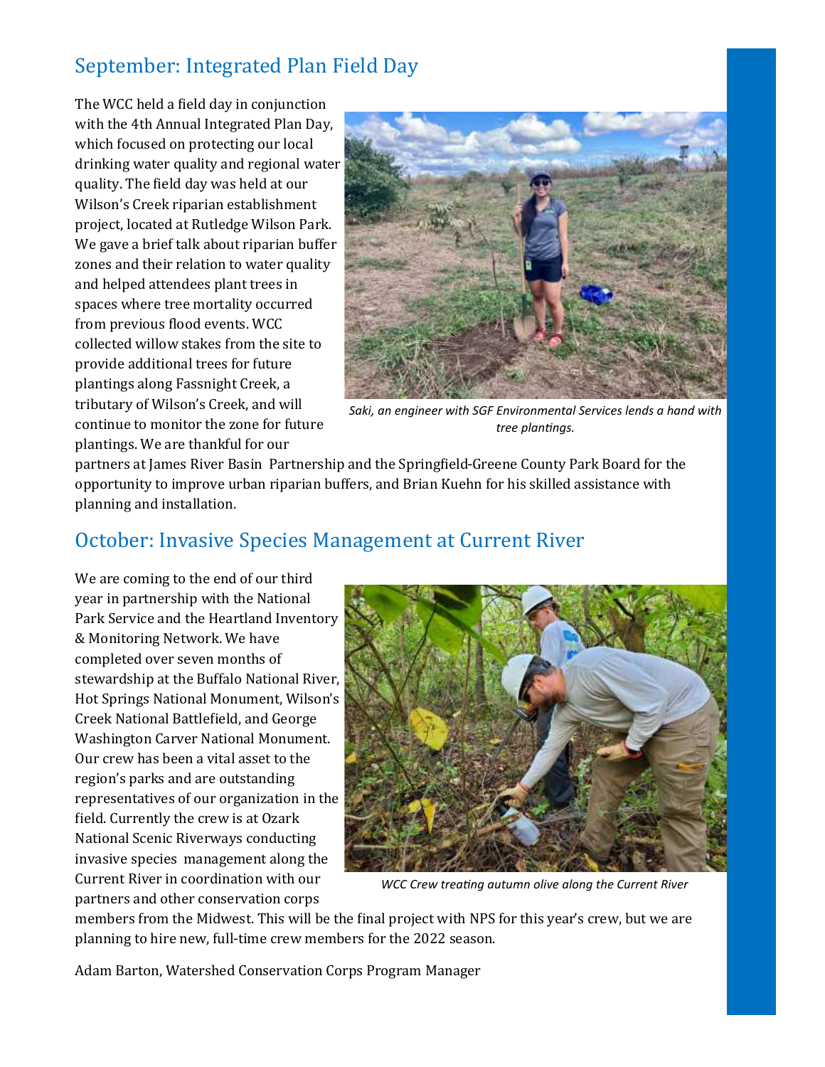## September: Integrated Plan Field Day

The WCC held a field day in conjunction with the 4th Annual Integrated Plan Day, which focused on protecting our local drinking water quality and regional water quality. The field day was held at our Wilson's Creek riparian establishment project, located at Rutledge Wilson Park. We gave a brief talk about riparian buffer zones and their relation to water quality and helped attendees plant trees in spaces where tree mortality occurred from previous flood events. WCC collected willow stakes from the site to provide additional trees for future plantings along Fassnight Creek, a tributary of Wilson's Creek, and will continue to monitor the zone for future plantings. We are thankful for our partners at James River Basin Partnership and the Springfield-Greene County Park Board for the opportunity to improve urban riparian buffers, and Brian Kuehn for his skilled assistance with planning and installation.

*Saki, an engineer with SGF Environmental Services lends a hand with tree plantings.*

## October: Invasive Species Management at Current River

We are coming to the end of our third year in partnership with the National Park Service and the Heartland Inventory & Monitoring Network. We have completed over seven months of stewardship at the Buffalo National River, Hot Springs National Monument, Wilson's Creek National Battlefield, and George Washington Carver National Monument. Our crew has been a vital asset to the region's parks and are outstanding representatives of our organization in the field. Currently the crew is at Ozark National Scenic Riverways conducting invasive species management along the Current River in coordination with our partners and other conservation corps members from the Midwest. This will be the final project with NPS for this year's crew, but we are planning to hire new, full-time crew members for the 2022 season.

*WCC Crew treating autumn olive along the Current River*

Adam Barton, Watershed Conservation Corps Program Manager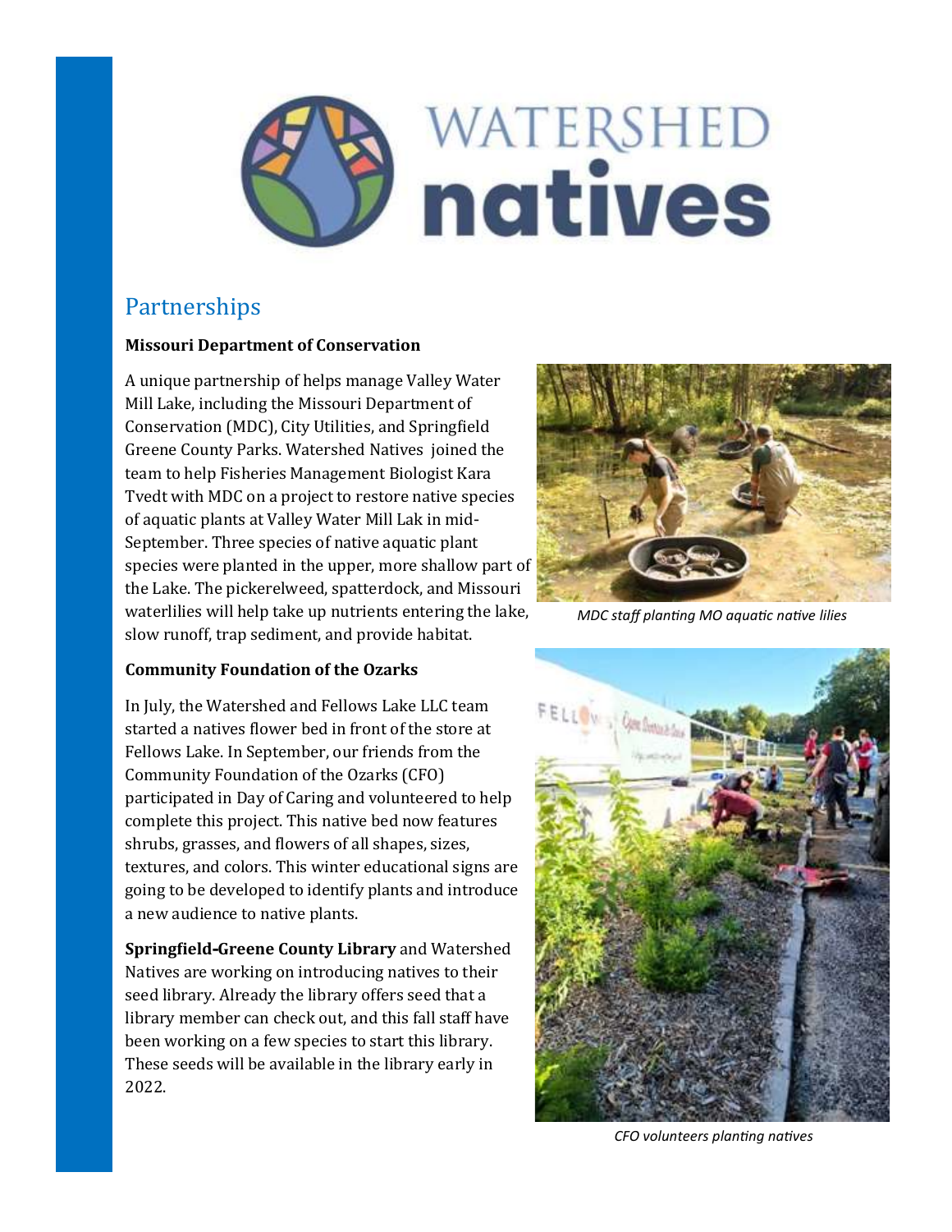# WATERSHED natives

## Partnerships

**Missouri Department of Conservation**

A unique partnership of helps manage Valley Water Mill Lake, including the Missouri Department of Conservation (MDC), City Utilities, and Springfield Greene County Parks. Watershed Natives joined the team to help Fisheries Management Biologist Kara Tvedt with MDC on a project to restore native species of aquatic plants at Valley Water Mill Lak in mid-September. Three species of native aquatic plant species were planted in the upper, more shallow part of the Lake. The pickerelweed, spatterdock, and Missouri waterlilies will help take up nutrients entering the lake, slow runoff, trap sediment, and provide habitat.

*MDC staff planting MO aquatic native lilies*

**Community Foundation of the Ozarks**

In July, the Watershed and Fellows Lake LLC team started a natives flower bed in front of the store at Fellows Lake. In September, our friends from the Community Foundation of the Ozarks (CFO) participated in Day of Caring and volunteered to help complete this project. This native bed now features shrubs, grasses, and flowers of all shapes, sizes, textures, and colors. This winter educational signs are going to be developed to identify plants and introduce a new audience to native plants.

**Springfield-Greene County Library** and Watershed Natives are working on introducing natives to their seed library. Already the library offers seed that a library member can check out, and this fall staff have been working on a few species to start this library. These seeds will be available in the library early in 2022.

*CFO volunteers planting natives*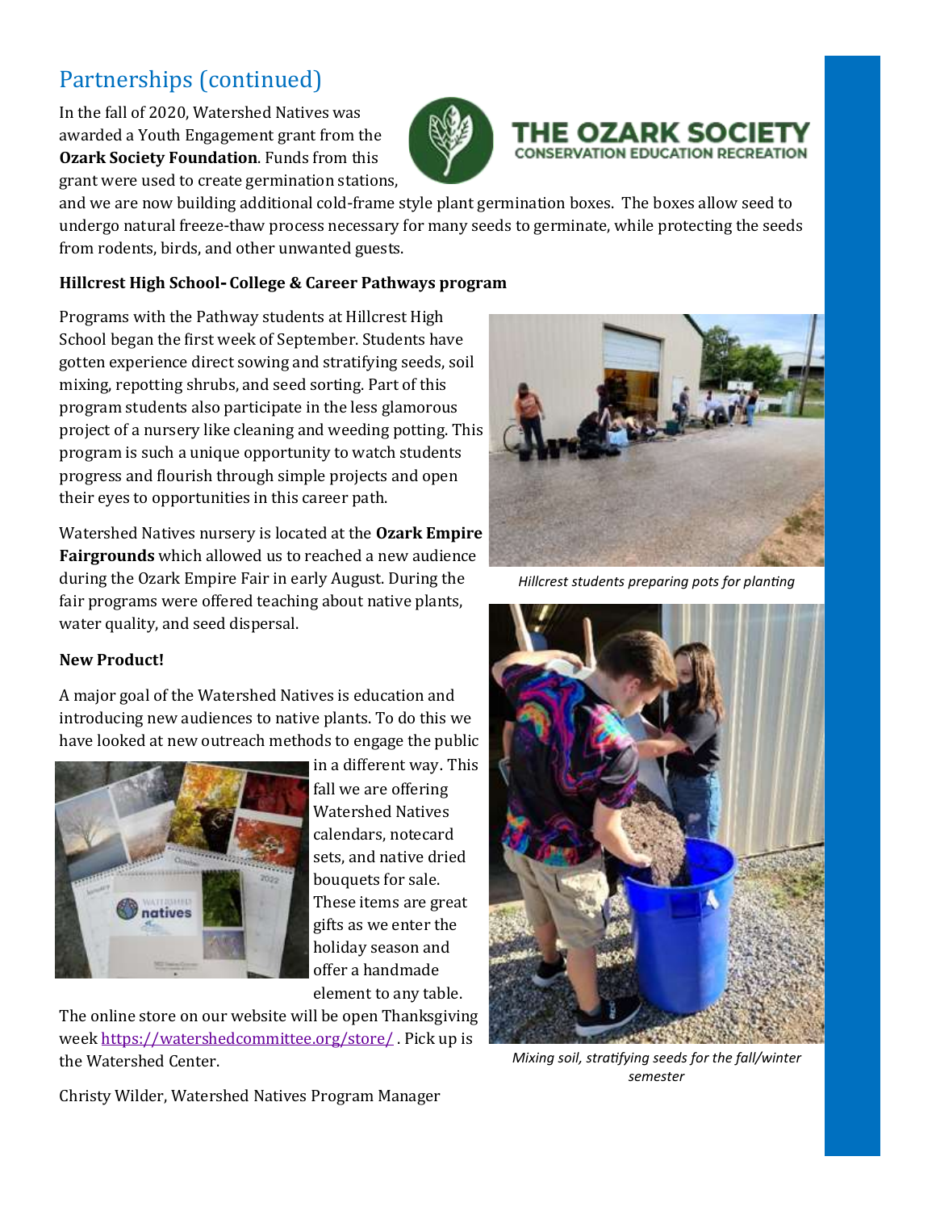## Partnerships (continued)

In the fall of 2020, Watershed Natives was awarded a Youth Engagement grant from the **Ozark Society Foundation**. Funds from this grant were used to create germination stations, and we are now building additional cold-frame style plant germination boxes. The boxes allow seed to undergo natural freeze-thaw process necessary for many seeds to germinate, while protecting the seeds from rodents, birds, and other unwanted guests.

THE OZARK SOCIETY
CONSERVATION EDUCATION RECREATION

**Hillcrest High School- College & Career Pathways program**

Programs with the Pathway students at Hillcrest High School began the first week of September. Students have gotten experience direct sowing and stratifying seeds, soil mixing, repotting shrubs, and seed sorting. Part of this program students also participate in the less glamorous project of a nursery like cleaning and weeding potting. This program is such a unique opportunity to watch students progress and flourish through simple projects and open their eyes to opportunities in this career path.

Watershed Natives nursery is located at the **Ozark Empire Fairgrounds** which allowed us to reached a new audience during the Ozark Empire Fair in early August. During the fair programs were offered teaching about native plants, water quality, and seed dispersal.

*Hillcrest students preparing pots for planting*

**New Product!**

A major goal of the Watershed Natives is education and introducing new audiences to native plants. To do this we have looked at new outreach methods to engage the public in a different way. This fall we are offering Watershed Natives calendars, notecard sets, and native dried bouquets for sale. These items are great gifts as we enter the holiday season and offer a handmade element to any table.

The online store on our website will be open Thanksgiving week https://watershedcommittee.org/store/ . Pick up is the Watershed Center.

*Mixing soil, stratifying seeds for the fall/winter semester*

Christy Wilder, Watershed Natives Program Manager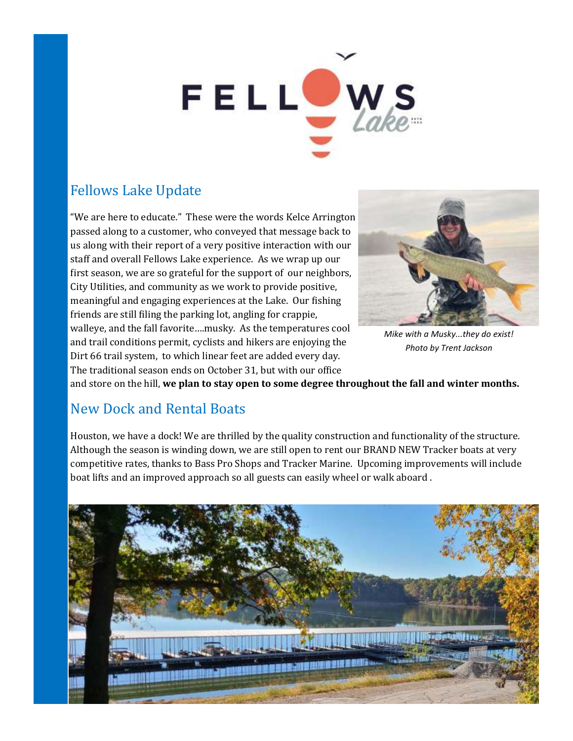## Fellows Lake Update

"We are here to educate." These were the words Kelce Arrington passed along to a customer, who conveyed that message back to us along with their report of a very positive interaction with our staff and overall Fellows Lake experience. As we wrap up our first season, we are so grateful for the support of our neighbors, City Utilities, and community as we work to provide positive, meaningful and engaging experiences at the Lake. Our fishing friends are still filing the parking lot, angling for crappie, walleye, and the fall favorite....musky. As the temperatures cool and trail conditions permit, cyclists and hikers are enjoying the Dirt 66 trail system, to which linear feet are added every day. The traditional season ends on October 31, but with our office and store on the hill, **we plan to stay open to some degree throughout the fall and winter months.**

*Mike with a Musky...they do exist!*
*Photo by Trent Jackson*

## New Dock and Rental Boats

Houston, we have a dock! We are thrilled by the quality construction and functionality of the structure. Although the season is winding down, we are still open to rent our BRAND NEW Tracker boats at very competitive rates, thanks to Bass Pro Shops and Tracker Marine. Upcoming improvements will include boat lifts and an improved approach so all guests can easily wheel or walk aboard .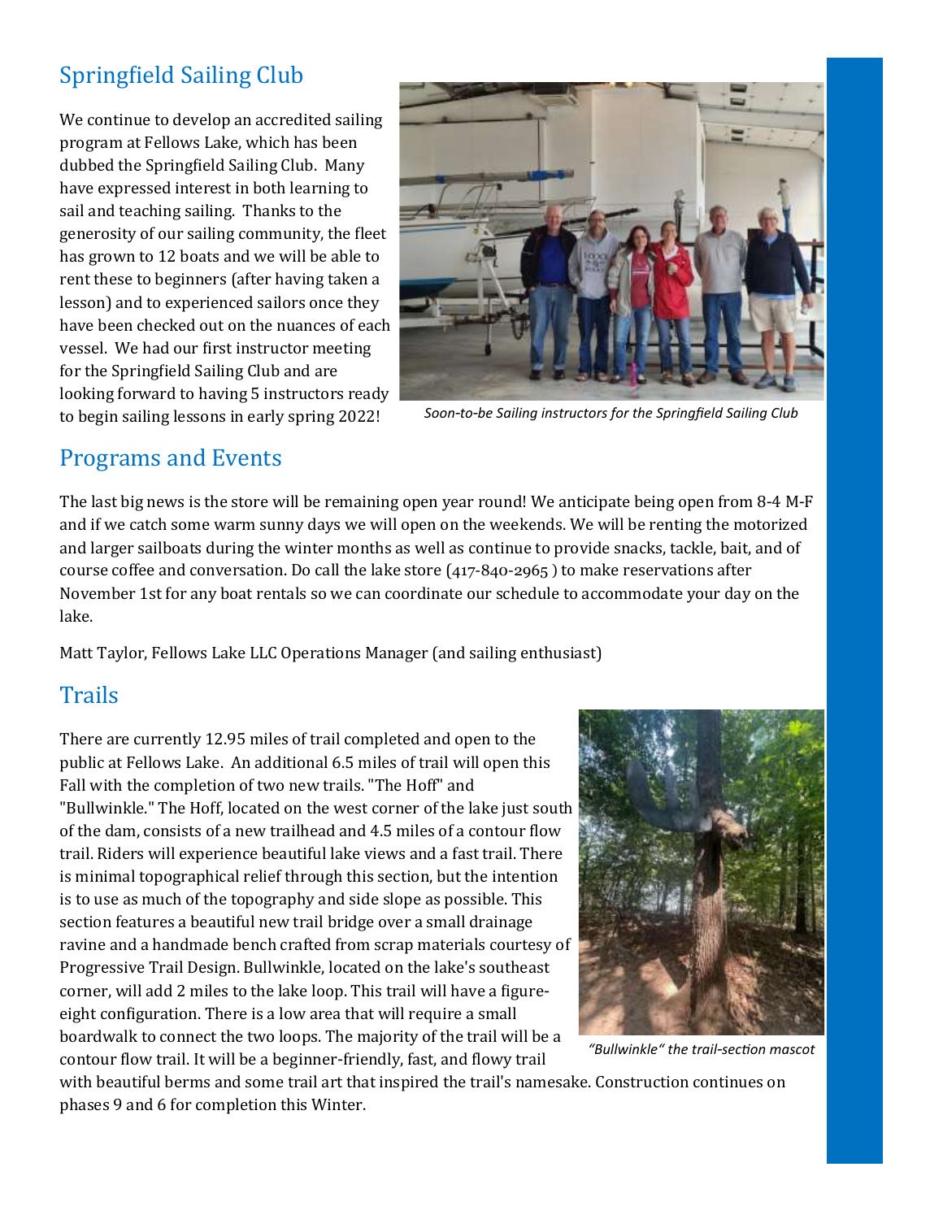## Springfield Sailing Club

We continue to develop an accredited sailing program at Fellows Lake, which has been dubbed the Springfield Sailing Club. Many have expressed interest in both learning to sail and teaching sailing. Thanks to the generosity of our sailing community, the fleet has grown to 12 boats and we will be able to rent these to beginners (after having taken a lesson) and to experienced sailors once they have been checked out on the nuances of each vessel. We had our first instructor meeting for the Springfield Sailing Club and are looking forward to having 5 instructors ready to begin sailing lessons in early spring 2022!

*Soon-to-be Sailing instructors for the Springfield Sailing Club*

## Programs and Events

The last big news is the store will be remaining open year round! We anticipate being open from 8-4 M-F and if we catch some warm sunny days we will open on the weekends. We will be renting the motorized and larger sailboats during the winter months as well as continue to provide snacks, tackle, bait, and of course coffee and conversation. Do call the lake store (417-840-2965 ) to make reservations after November 1st for any boat rentals so we can coordinate our schedule to accommodate your day on the lake.

Matt Taylor, Fellows Lake LLC Operations Manager (and sailing enthusiast)

## Trails

There are currently 12.95 miles of trail completed and open to the public at Fellows Lake. An additional 6.5 miles of trail will open this Fall with the completion of two new trails. "The Hoff" and "Bullwinkle." The Hoff, located on the west corner of the lake just south of the dam, consists of a new trailhead and 4.5 miles of a contour flow trail. Riders will experience beautiful lake views and a fast trail. There is minimal topographical relief through this section, but the intention is to use as much of the topography and side slope as possible. This section features a beautiful new trail bridge over a small drainage ravine and a handmade bench crafted from scrap materials courtesy of Progressive Trail Design. Bullwinkle, located on the lake's southeast corner, will add 2 miles to the lake loop. This trail will have a figure-eight configuration. There is a low area that will require a small boardwalk to connect the two loops. The majority of the trail will be a contour flow trail. It will be a beginner-friendly, fast, and flowy trail with beautiful berms and some trail art that inspired the trail's namesake. Construction continues on phases 9 and 6 for completion this Winter.

*"Bullwinkle" the trail-section mascot*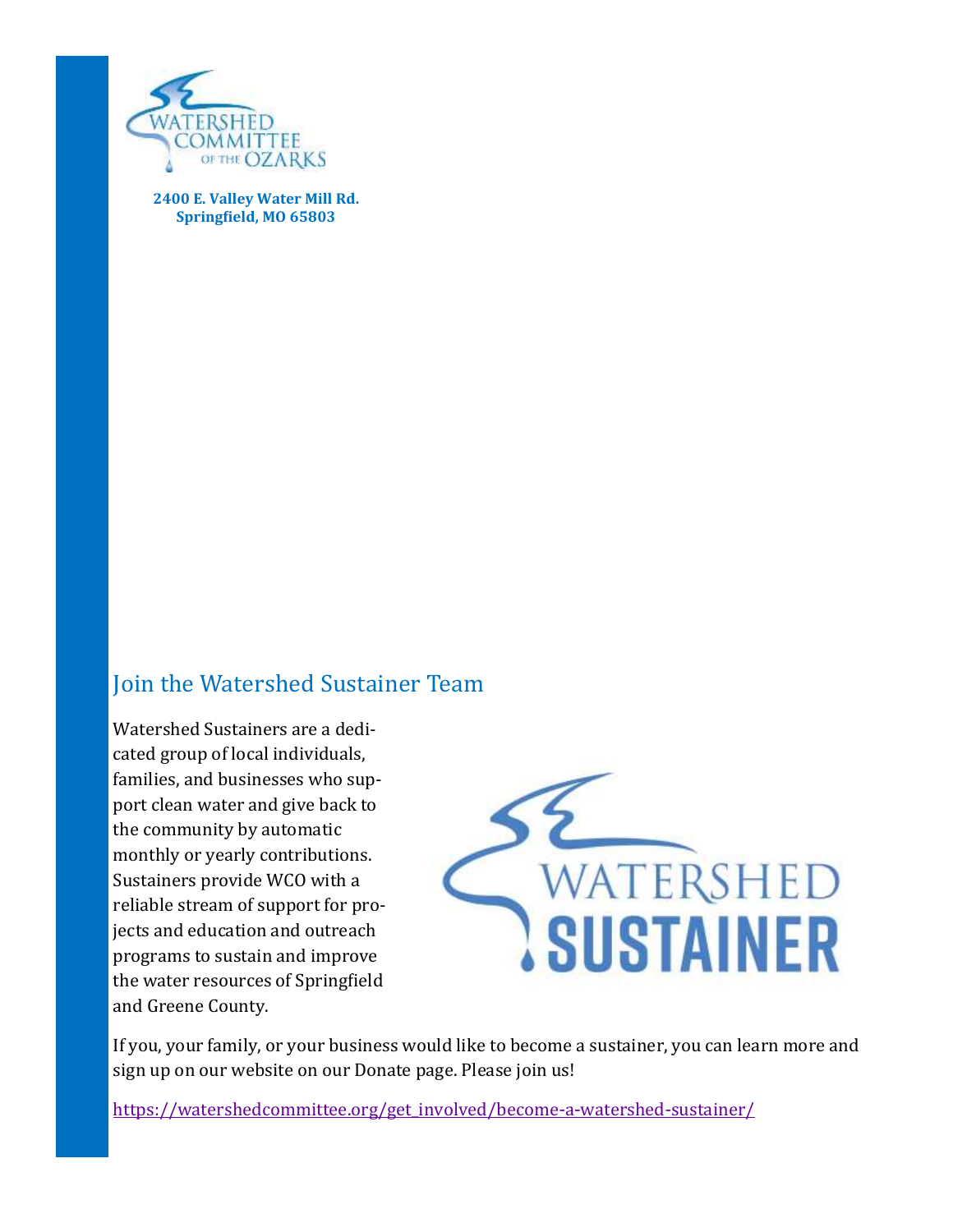WATERSHED COMMITTEE OF THE OZARKS

**2400 E. Valley Water Mill Rd.**
**Springfield, MO 65803**

## Join the Watershed Sustainer Team

Watershed Sustainers are a dedicated group of local individuals, families, and businesses who support clean water and give back to the community by automatic monthly or yearly contributions. Sustainers provide WCO with a reliable stream of support for projects and education and outreach programs to sustain and improve the water resources of Springfield and Greene County.

WATERSHED SUSTAINER

If you, your family, or your business would like to become a sustainer, you can learn more and sign up on our website on our Donate page. Please join us!

https://watershedcommittee.org/get_involved/become-a-watershed-sustainer/